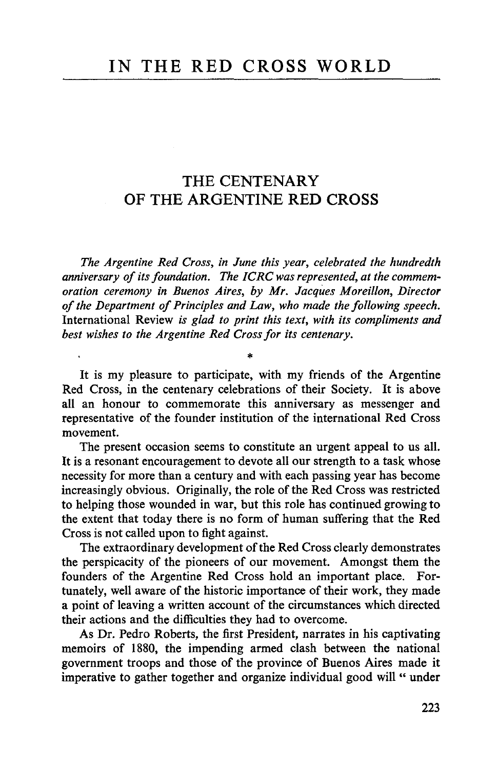# IN THE RED CROSS WORLD

## THE CENTENARY OF THE ARGENTINE RED CROSS

*The Argentine Red Cross, in June this year, celebrated the hundredth anniversary of its foundation. The ICRC was represented, at the commemoration ceremony in Buenos Aires, by Mr. Jacques Moreillon, Director of the Department of Principles and Law, who made the following speech.* International Review *is glad to print this text, with its compliments and best wishes to the Argentine Red Cross for its centenary.*

*

It is my pleasure to participate, with my friends of the Argentine Red Cross, in the centenary celebrations of their Society. It is above all an honour to commemorate this anniversary as messenger and representative of the founder institution of the international Red Cross movement.

The present occasion seems to constitute an urgent appeal to us all. It is a resonant encouragement to devote all our strength to a task whose necessity for more than a century and with each passing year has become increasingly obvious. Originally, the role of the Red Cross was restricted to helping those wounded in war, but this role has continued growing to the extent that today there is no form of human suffering that the Red Cross is not called upon to fight against.

The extraordinary development of the Red Cross clearly demonstrates the perspicacity of the pioneers of our movement. Amongst them the founders of the Argentine Red Cross hold an important place. Fortunately, well aware of the historic importance of their work, they made a point of leaving a written account of the circumstances which directed their actions and the difficulties they had to overcome.

As Dr. Pedro Roberts, the first President, narrates in his captivating memoirs of 1880, the impending armed clash between the national government troops and those of the province of Buenos Aires made it imperative to gather together and organize individual good will " under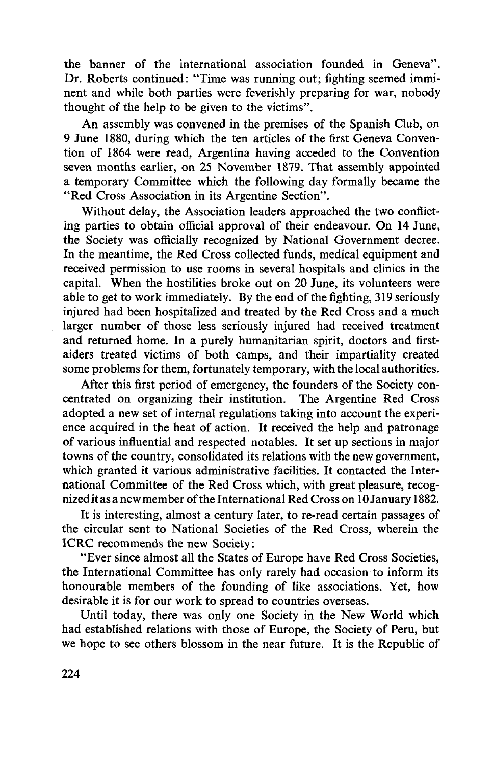the banner of the international association founded in Geneva". Dr. Roberts continued: "Time was running out; fighting seemed imminent and while both parties were feverishly preparing for war, nobody thought of the help to be given to the victims".

An assembly was convened in the premises of the Spanish Club, on 9 June 1880, during which the ten articles of the first Geneva Convention of 1864 were read, Argentina having acceded to the Convention seven months earlier, on 25 November 1879. That assembly appointed a temporary Committee which the following day formally became the "Red Cross Association in its Argentine Section".

Without delay, the Association leaders approached the two conflicting parties to obtain official approval of their endeavour. On 14 June, the Society was officially recognized by National Government decree. In the meantime, the Red Cross collected funds, medical equipment and received permission to use rooms in several hospitals and clinics in the capital. When the hostilities broke out on 20 June, its volunteers were able to get to work immediately. By the end of the fighting, 319 seriously injured had been hospitalized and treated by the Red Cross and a much larger number of those less seriously injured had received treatment and returned home. In a purely humanitarian spirit, doctors and first-aiders treated victims of both camps, and their impartiality created some problems for them, fortunately temporary, with the local authorities.

After this first period of emergency, the founders of the Society concentrated on organizing their institution. The Argentine Red Cross adopted a new set of internal regulations taking into account the experience acquired in the heat of action. It received the help and patronage of various influential and respected notables. It set up sections in major towns of the country, consolidated its relations with the new government, which granted it various administrative facilities. It contacted the International Committee of the Red Cross which, with great pleasure, recognized it as a new member of the International Red Cross on 10 January 1882.

It is interesting, almost a century later, to re-read certain passages of the circular sent to National Societies of the Red Cross, wherein the ICRC recommends the new Society:

"Ever since almost all the States of Europe have Red Cross Societies, the International Committee has only rarely had occasion to inform its honourable members of the founding of like associations. Yet, how desirable it is for our work to spread to countries overseas.

Until today, there was only one Society in the New World which had established relations with those of Europe, the Society of Peru, but we hope to see others blossom in the near future. It is the Republic of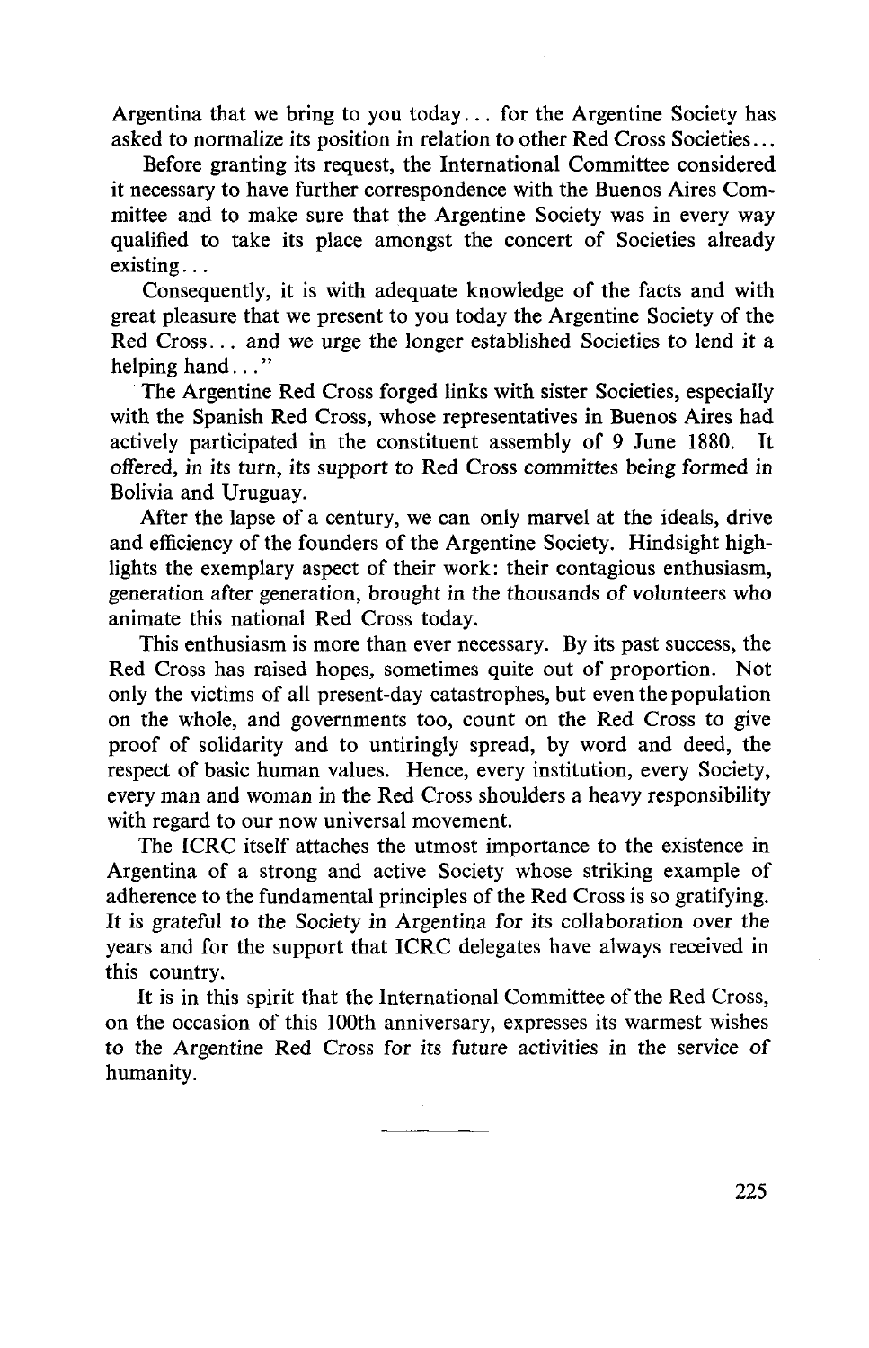Argentina that we bring to you today... for the Argentine Society has asked to normalize its position in relation to other Red Cross Societies...

Before granting its request, the International Committee considered it necessary to have further correspondence with the Buenos Aires Committee and to make sure that the Argentine Society was in every way qualified to take its place amongst the concert of Societies already existing...

Consequently, it is with adequate knowledge of the facts and with great pleasure that we present to you today the Argentine Society of the Red Cross... and we urge the longer established Societies to lend it a helping hand..."

The Argentine Red Cross forged links with sister Societies, especially with the Spanish Red Cross, whose representatives in Buenos Aires had actively participated in the constituent assembly of 9 June 1880. It offered, in its turn, its support to Red Cross committees being formed in Bolivia and Uruguay.

After the lapse of a century, we can only marvel at the ideals, drive and efficiency of the founders of the Argentine Society. Hindsight highlights the exemplary aspect of their work: their contagious enthusiasm, generation after generation, brought in the thousands of volunteers who animate this national Red Cross today.

This enthusiasm is more than ever necessary. By its past success, the Red Cross has raised hopes, sometimes quite out of proportion. Not only the victims of all present-day catastrophes, but even the population on the whole, and governments too, count on the Red Cross to give proof of solidarity and to untiringly spread, by word and deed, the respect of basic human values. Hence, every institution, every Society, every man and woman in the Red Cross shoulders a heavy responsibility with regard to our now universal movement.

The ICRC itself attaches the utmost importance to the existence in Argentina of a strong and active Society whose striking example of adherence to the fundamental principles of the Red Cross is so gratifying. It is grateful to the Society in Argentina for its collaboration over the years and for the support that ICRC delegates have always received in this country.

It is in this spirit that the International Committee of the Red Cross, on the occasion of this 100th anniversary, expresses its warmest wishes to the Argentine Red Cross for its future activities in the service of humanity.